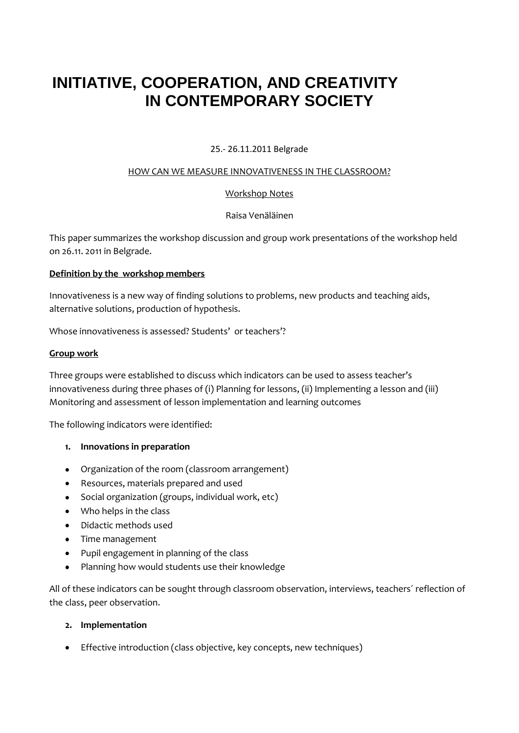# INITIATIVE, COOPERATION, AND CREATIVITY IN CONTEMPORARY SOCIETY

25.- 26.11.2011 Belgrade

HOW CAN WE MEASURE INNOVATIVENESS IN THE CLASSROOM?

Workshop Notes

Raisa Venäläinen

This paper summarizes the workshop discussion and group work presentations of the workshop held on 26.11. 2011 in Belgrade.

**Definition by the workshop members**

Innovativeness is a new way of finding solutions to problems, new products and teaching aids, alternative solutions, production of hypothesis.

Whose innovativeness is assessed? Students' or teachers'?

**Group work**

Three groups were established to discuss which indicators can be used to assess teacher's innovativeness during three phases of (i) Planning for lessons, (ii) Implementing a lesson and (iii) Monitoring and assessment of lesson implementation and learning outcomes

The following indicators were identified:

1. **Innovations in preparation**

- Organization of the room (classroom arrangement)
- Resources, materials prepared and used
- Social organization (groups, individual work, etc)
- Who helps in the class
- Didactic methods used
- Time management
- Pupil engagement in planning of the class
- Planning how would students use their knowledge

All of these indicators can be sought through classroom observation, interviews, teachers´ reflection of the class, peer observation.

2. **Implementation**

- Effective introduction (class objective, key concepts, new techniques)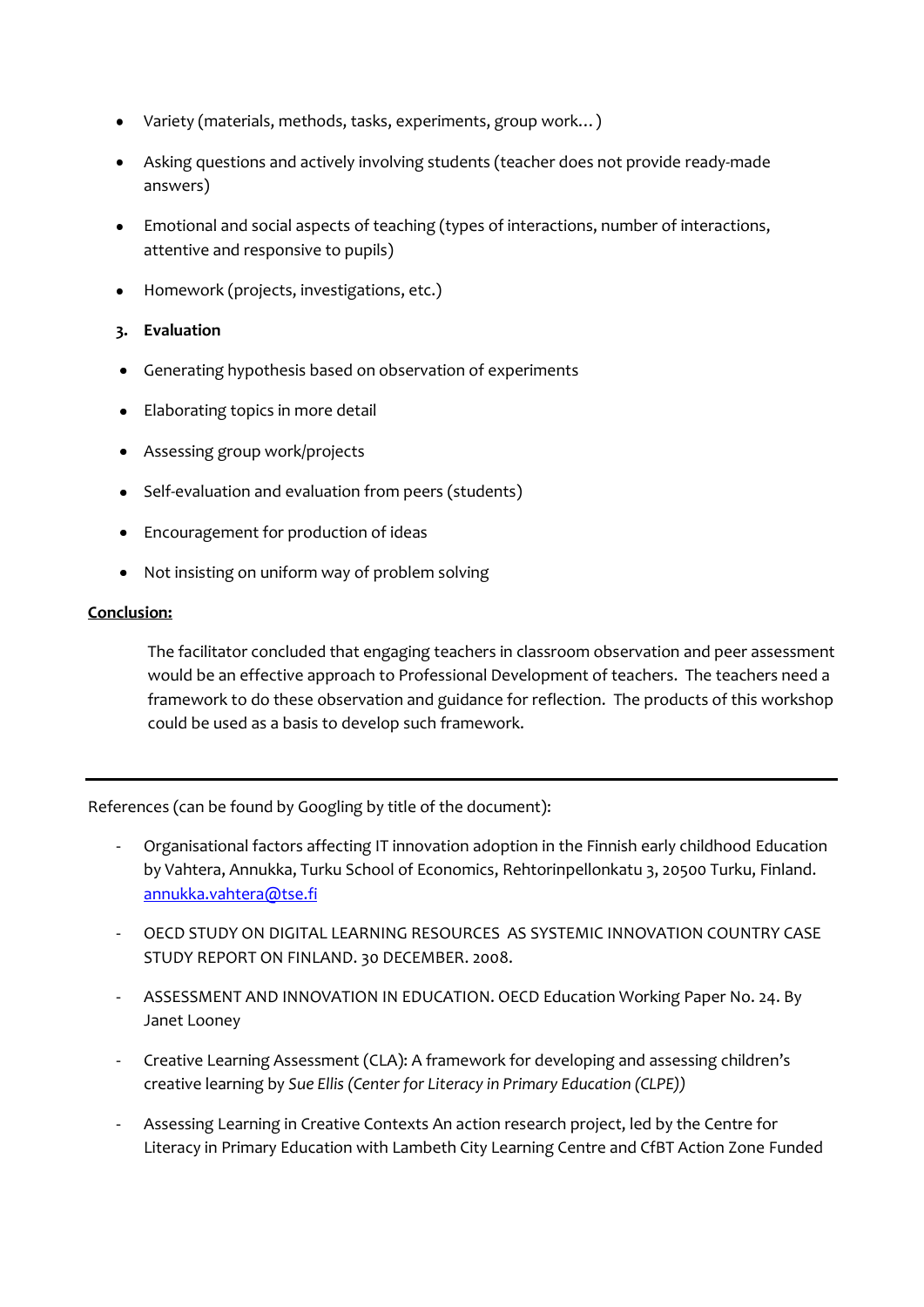- Variety (materials, methods, tasks, experiments, group work… )
- Asking questions and actively involving students (teacher does not provide ready-made answers)
- Emotional and social aspects of teaching (types of interactions, number of interactions, attentive and responsive to pupils)
- Homework (projects, investigations, etc.)

**3. Evaluation**

- Generating hypothesis based on observation of experiments
- Elaborating topics in more detail
- Assessing group work/projects
- Self-evaluation and evaluation from peers (students)
- Encouragement for production of ideas
- Not insisting on uniform way of problem solving

**<u>Conclusion:</u>**

The facilitator concluded that engaging teachers in classroom observation and peer assessment would be an effective approach to Professional Development of teachers. The teachers need a framework to do these observation and guidance for reflection. The products of this workshop could be used as a basis to develop such framework.

---

References (can be found by Googling by title of the document):

- Organisational factors affecting IT innovation adoption in the Finnish early childhood Education by Vahtera, Annukka, Turku School of Economics, Rehtorinpellonkatu 3, 20500 Turku, Finland. annukka.vahtera@tse.fi
- OECD STUDY ON DIGITAL LEARNING RESOURCES AS SYSTEMIC INNOVATION COUNTRY CASE STUDY REPORT ON FINLAND. 30 DECEMBER. 2008.
- ASSESSMENT AND INNOVATION IN EDUCATION. OECD Education Working Paper No. 24. By Janet Looney
- Creative Learning Assessment (CLA): A framework for developing and assessing children's creative learning by *Sue Ellis (Center for Literacy in Primary Education (CLPE))*
- Assessing Learning in Creative Contexts An action research project, led by the Centre for Literacy in Primary Education with Lambeth City Learning Centre and CfBT Action Zone Funded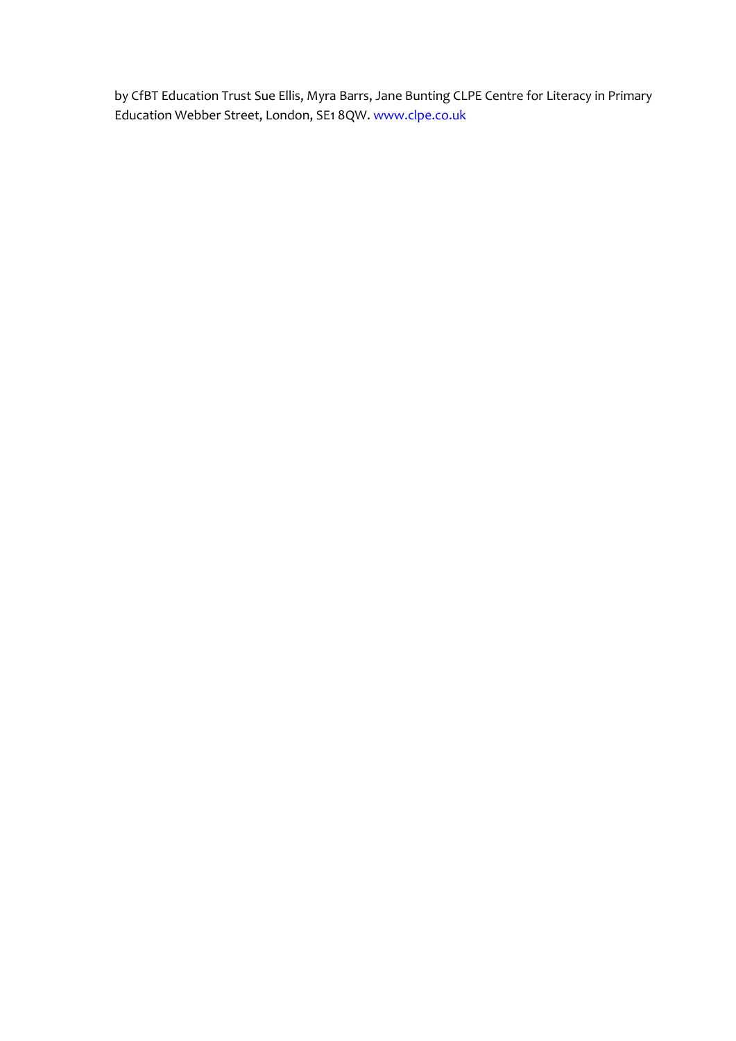by CfBT Education Trust Sue Ellis, Myra Barrs, Jane Bunting CLPE Centre for Literacy in Primary Education Webber Street, London, SE1 8QW. www.clpe.co.uk